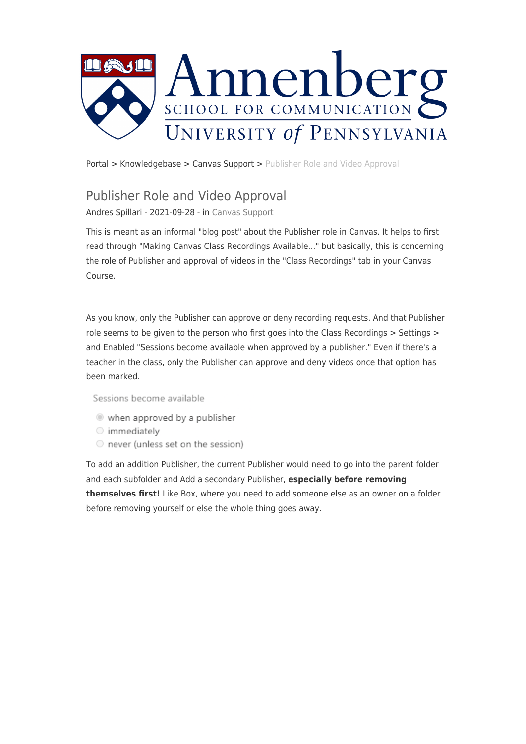Portal > Knowledgebase > Canvas Support > Publisher Role and Video Approval

# Publisher Role and Video Approval

Andres Spillari - 2021-09-28 - in Canvas Support

This is meant as an informal "blog post" about the Publisher role in Canvas. It helps to first read through "Making Canvas Class Recordings Available..." but basically, this is concerning the role of Publisher and approval of videos in the "Class Recordings" tab in your Canvas Course.

As you know, only the Publisher can approve or deny recording requests. And that Publisher role seems to be given to the person who first goes into the Class Recordings > Settings > and Enabled "Sessions become available when approved by a publisher." Even if there's a teacher in the class, only the Publisher can approve and deny videos once that option has been marked.

Sessions become available

- when approved by a publisher
- immediately
- never (unless set on the session)

To add an addition Publisher, the current Publisher would need to go into the parent folder and each subfolder and Add a secondary Publisher, **especially before removing themselves first!** Like Box, where you need to add someone else as an owner on a folder before removing yourself or else the whole thing goes away.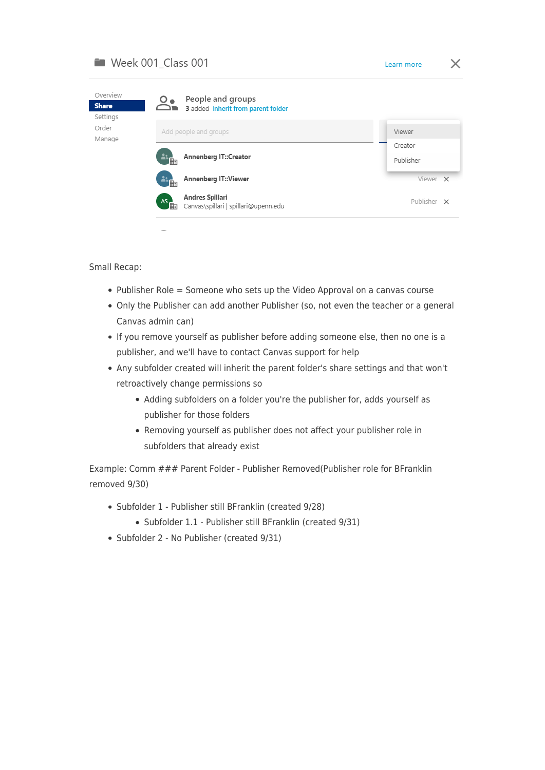Week 001_Class 001

Learn more

Overview
**Share**
Settings
Order
Manage

People and groups
3 added Inherit from parent folder

Add people and groups

Viewer
Creator
Publisher

Annenberg IT::Creator

Annenberg IT::Viewer — Viewer

Andres Spillari
Canvas\spillari | spillari@upenn.edu — Publisher

Small Recap:

- Publisher Role = Someone who sets up the Video Approval on a canvas course
- Only the Publisher can add another Publisher (so, not even the teacher or a general Canvas admin can)
- If you remove yourself as publisher before adding someone else, then no one is a publisher, and we'll have to contact Canvas support for help
- Any subfolder created will inherit the parent folder's share settings and that won't retroactively change permissions so
    - Adding subfolders on a folder you're the publisher for, adds yourself as publisher for those folders
    - Removing yourself as publisher does not affect your publisher role in subfolders that already exist

Example: Comm ### Parent Folder - Publisher Removed(Publisher role for BFranklin removed 9/30)

- Subfolder 1 - Publisher still BFranklin (created 9/28)
    - Subfolder 1.1 - Publisher still BFranklin (created 9/31)
- Subfolder 2 - No Publisher (created 9/31)